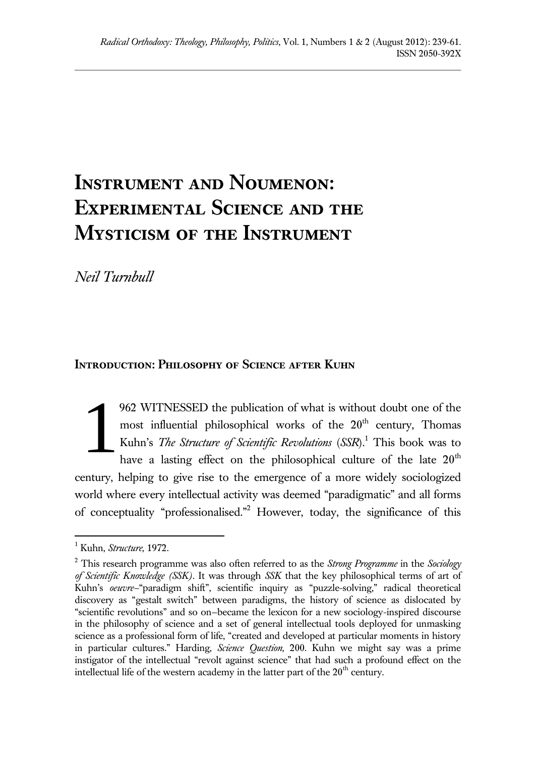# Instrument and Noumenon: Experimental Science and the Mysticism of the Instrument

*Neil Turnbull*

## Introduction: Philosophy of Science after Kuhn

1962 WITNESSED the publication of what is without doubt one of the most influential philosophical works of the 20th century, Thomas Kuhn's *The Structure of Scientific Revolutions* (*SSR*).[1] This book was to have a lasting effect on the philosophical culture of the late 20th century, helping to give rise to the emergence of a more widely sociologized world where every intellectual activity was deemed "paradigmatic" and all forms of conceptuality "professionalised."[2] However, today, the significance of this

---

[1] Kuhn, *Structure,* 1972.

[2] This research programme was also often referred to as the *Strong Programme* in the *Sociology of Scientific Knowledge (SSK)*. It was through *SSK* that the key philosophical terms of art of Kuhn's *oeuvre*–"paradigm shift", scientific inquiry as "puzzle-solving," radical theoretical discovery as "gestalt switch" between paradigms, the history of science as dislocated by "scientific revolutions" and so on–became the lexicon for a new sociology-inspired discourse in the philosophy of science and a set of general intellectual tools deployed for unmasking science as a professional form of life, "created and developed at particular moments in history in particular cultures." Harding, *Science Question,* 200. Kuhn we might say was a prime instigator of the intellectual "revolt against science" that had such a profound effect on the intellectual life of the western academy in the latter part of the 20th century.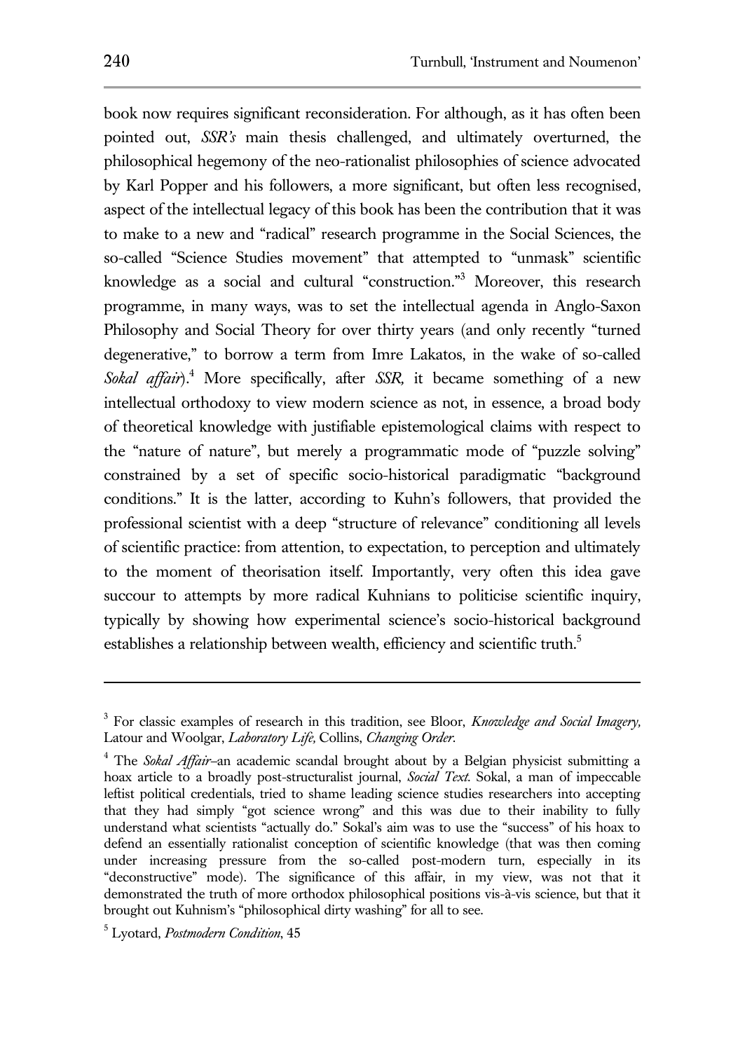book now requires significant reconsideration. For although, as it has often been pointed out, *SSR's* main thesis challenged, and ultimately overturned, the philosophical hegemony of the neo-rationalist philosophies of science advocated by Karl Popper and his followers, a more significant, but often less recognised, aspect of the intellectual legacy of this book has been the contribution that it was to make to a new and "radical" research programme in the Social Sciences, the so-called "Science Studies movement" that attempted to "unmask" scientific knowledge as a social and cultural "construction."[3] Moreover, this research programme, in many ways, was to set the intellectual agenda in Anglo-Saxon Philosophy and Social Theory for over thirty years (and only recently "turned degenerative," to borrow a term from Imre Lakatos, in the wake of so-called *Sokal affair*).[4] More specifically, after *SSR,* it became something of a new intellectual orthodoxy to view modern science as not, in essence, a broad body of theoretical knowledge with justifiable epistemological claims with respect to the "nature of nature", but merely a programmatic mode of "puzzle solving" constrained by a set of specific socio-historical paradigmatic "background conditions." It is the latter, according to Kuhn's followers, that provided the professional scientist with a deep "structure of relevance" conditioning all levels of scientific practice: from attention, to expectation, to perception and ultimately to the moment of theorisation itself. Importantly, very often this idea gave succour to attempts by more radical Kuhnians to politicise scientific inquiry, typically by showing how experimental science's socio-historical background establishes a relationship between wealth, efficiency and scientific truth.[5]

---

[3] For classic examples of research in this tradition, see Bloor, *Knowledge and Social Imagery,* Latour and Woolgar, *Laboratory Life,* Collins, *Changing Order.*

[4] The *Sokal Affair*–an academic scandal brought about by a Belgian physicist submitting a hoax article to a broadly post-structuralist journal, *Social Text.* Sokal, a man of impeccable leftist political credentials, tried to shame leading science studies researchers into accepting that they had simply "got science wrong" and this was due to their inability to fully understand what scientists "actually do." Sokal's aim was to use the "success" of his hoax to defend an essentially rationalist conception of scientific knowledge (that was then coming under increasing pressure from the so-called post-modern turn, especially in its "deconstructive" mode). The significance of this affair, in my view, was not that it demonstrated the truth of more orthodox philosophical positions vis-à-vis science, but that it brought out Kuhnism's "philosophical dirty washing" for all to see.

[5] Lyotard, *Postmodern Condition*, 45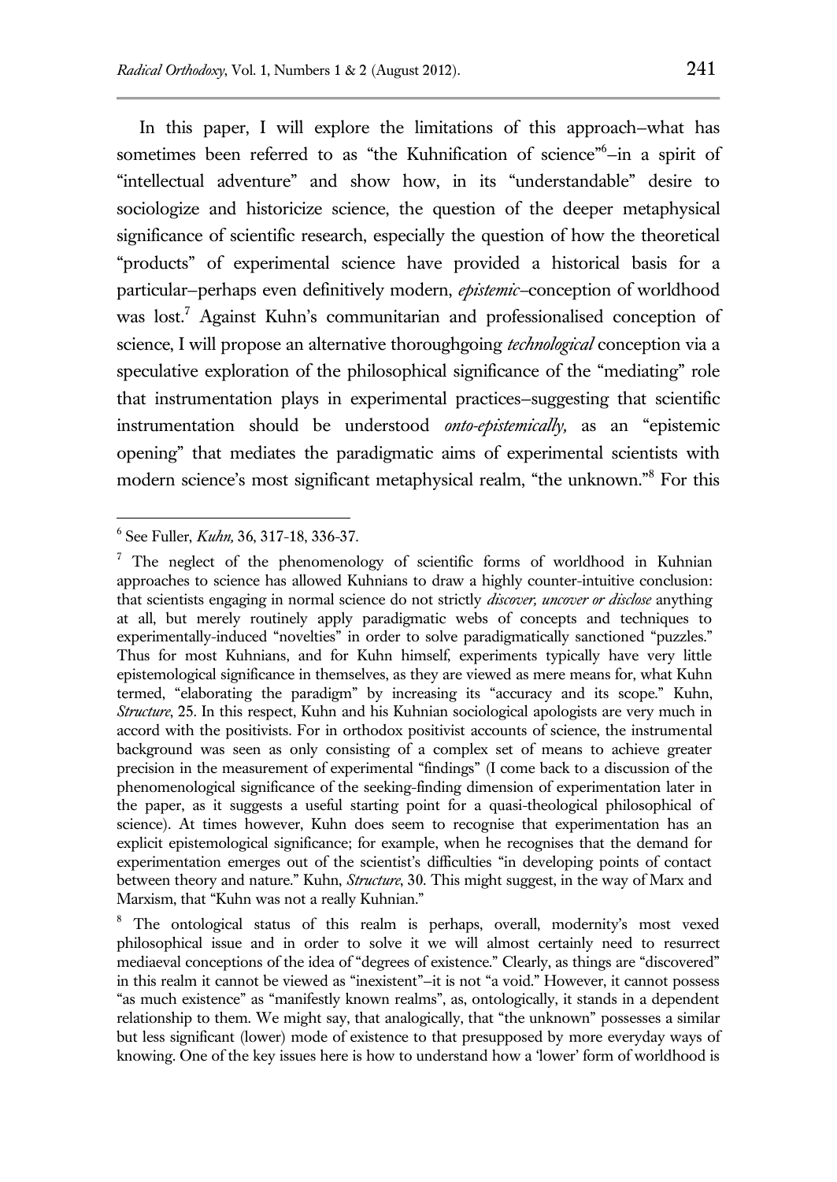In this paper, I will explore the limitations of this approach—what has sometimes been referred to as "the Kuhnification of science"[6]—in a spirit of "intellectual adventure" and show how, in its "understandable" desire to sociologize and historicize science, the question of the deeper metaphysical significance of scientific research, especially the question of how the theoretical "products" of experimental science have provided a historical basis for a particular—perhaps even definitively modern, *epistemic*—conception of worldhood was lost.[7] Against Kuhn's communitarian and professionalised conception of science, I will propose an alternative thoroughgoing *technological* conception via a speculative exploration of the philosophical significance of the "mediating" role that instrumentation plays in experimental practices—suggesting that scientific instrumentation should be understood *onto-epistemically,* as an "epistemic opening" that mediates the paradigmatic aims of experimental scientists with modern science's most significant metaphysical realm, "the unknown."[8] For this

---

[6] See Fuller, *Kuhn,* 36, 317-18, 336-37.

[7] The neglect of the phenomenology of scientific forms of worldhood in Kuhnian approaches to science has allowed Kuhnians to draw a highly counter-intuitive conclusion: that scientists engaging in normal science do not strictly *discover, uncover or disclose* anything at all, but merely routinely apply paradigmatic webs of concepts and techniques to experimentally-induced "novelties" in order to solve paradigmatically sanctioned "puzzles." Thus for most Kuhnians, and for Kuhn himself, experiments typically have very little epistemological significance in themselves, as they are viewed as mere means for, what Kuhn termed, "elaborating the paradigm" by increasing its "accuracy and its scope." Kuhn, *Structure*, 25. In this respect, Kuhn and his Kuhnian sociological apologists are very much in accord with the positivists. For in orthodox positivist accounts of science, the instrumental background was seen as only consisting of a complex set of means to achieve greater precision in the measurement of experimental "findings" (I come back to a discussion of the phenomenological significance of the seeking-finding dimension of experimentation later in the paper, as it suggests a useful starting point for a quasi-theological philosophical of science). At times however, Kuhn does seem to recognise that experimentation has an explicit epistemological significance; for example, when he recognises that the demand for experimentation emerges out of the scientist's difficulties "in developing points of contact between theory and nature." Kuhn, *Structure*, 30. This might suggest, in the way of Marx and Marxism, that "Kuhn was not a really Kuhnian."

[8] The ontological status of this realm is perhaps, overall, modernity's most vexed philosophical issue and in order to solve it we will almost certainly need to resurrect mediaeval conceptions of the idea of "degrees of existence." Clearly, as things are "discovered" in this realm it cannot be viewed as "inexistent"—it is not "a void." However, it cannot possess "as much existence" as "manifestly known realms", as, ontologically, it stands in a dependent relationship to them. We might say, that analogically, that "the unknown" possesses a similar but less significant (lower) mode of existence to that presupposed by more everyday ways of knowing. One of the key issues here is how to understand how a 'lower' form of worldhood is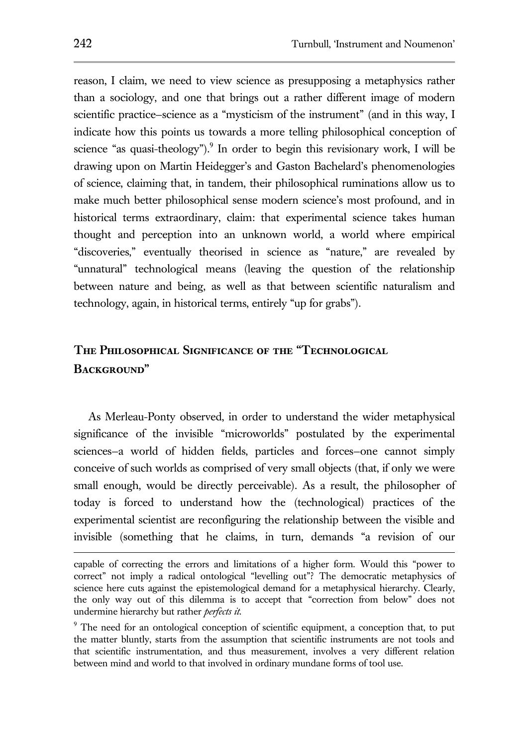reason, I claim, we need to view science as presupposing a metaphysics rather than a sociology, and one that brings out a rather different image of modern scientific practice–science as a "mysticism of the instrument" (and in this way, I indicate how this points us towards a more telling philosophical conception of science "as quasi-theology").[9] In order to begin this revisionary work, I will be drawing upon on Martin Heidegger's and Gaston Bachelard's phenomenologies of science, claiming that, in tandem, their philosophical ruminations allow us to make much better philosophical sense modern science's most profound, and in historical terms extraordinary, claim: that experimental science takes human thought and perception into an unknown world, a world where empirical "discoveries," eventually theorised in science as "nature," are revealed by "unnatural" technological means (leaving the question of the relationship between nature and being, as well as that between scientific naturalism and technology, again, in historical terms, entirely "up for grabs").

## The Philosophical Significance of the "Technological Background"

As Merleau-Ponty observed, in order to understand the wider metaphysical significance of the invisible "microworlds" postulated by the experimental sciences–a world of hidden fields, particles and forces–one cannot simply conceive of such worlds as comprised of very small objects (that, if only we were small enough, would be directly perceivable). As a result, the philosopher of today is forced to understand how the (technological) practices of the experimental scientist are reconfiguring the relationship between the visible and invisible (something that he claims, in turn, demands "a revision of our

---

capable of correcting the errors and limitations of a higher form. Would this "power to correct" not imply a radical ontological "levelling out"? The democratic metaphysics of science here cuts against the epistemological demand for a metaphysical hierarchy. Clearly, the only way out of this dilemma is to accept that "correction from below" does not undermine hierarchy but rather *perfects it*.

[9] The need for an ontological conception of scientific equipment, a conception that, to put the matter bluntly, starts from the assumption that scientific instruments are not tools and that scientific instrumentation, and thus measurement, involves a very different relation between mind and world to that involved in ordinary mundane forms of tool use.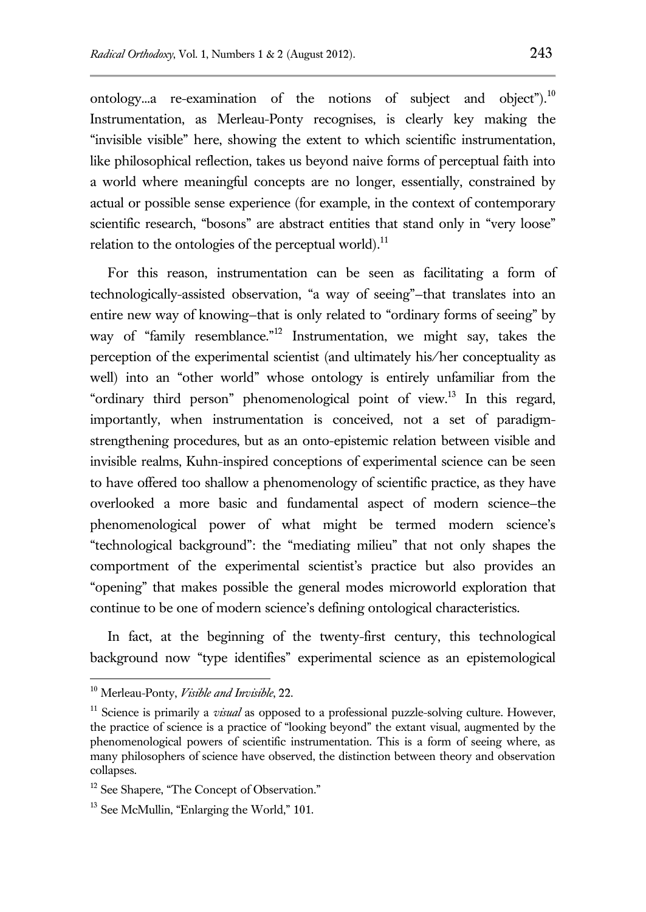ontology...a re-examination of the notions of subject and object").[10] Instrumentation, as Merleau-Ponty recognises, is clearly key making the "invisible visible" here, showing the extent to which scientific instrumentation, like philosophical reflection, takes us beyond naive forms of perceptual faith into a world where meaningful concepts are no longer, essentially, constrained by actual or possible sense experience (for example, in the context of contemporary scientific research, "bosons" are abstract entities that stand only in "very loose" relation to the ontologies of the perceptual world).[11]

For this reason, instrumentation can be seen as facilitating a form of technologically-assisted observation, "a way of seeing"–that translates into an entire new way of knowing–that is only related to "ordinary forms of seeing" by way of "family resemblance."[12] Instrumentation, we might say, takes the perception of the experimental scientist (and ultimately his/her conceptuality as well) into an "other world" whose ontology is entirely unfamiliar from the "ordinary third person" phenomenological point of view.[13] In this regard, importantly, when instrumentation is conceived, not a set of paradigm-strengthening procedures, but as an onto-epistemic relation between visible and invisible realms, Kuhn-inspired conceptions of experimental science can be seen to have offered too shallow a phenomenology of scientific practice, as they have overlooked a more basic and fundamental aspect of modern science–the phenomenological power of what might be termed modern science's "technological background": the "mediating milieu" that not only shapes the comportment of the experimental scientist's practice but also provides an "opening" that makes possible the general modes microworld exploration that continue to be one of modern science's defining ontological characteristics.

In fact, at the beginning of the twenty-first century, this technological background now "type identifies" experimental science as an epistemological

---

[10] Merleau-Ponty, *Visible and Invisible*, 22.

[11] Science is primarily a *visual* as opposed to a professional puzzle-solving culture. However, the practice of science is a practice of "looking beyond" the extant visual, augmented by the phenomenological powers of scientific instrumentation. This is a form of seeing where, as many philosophers of science have observed, the distinction between theory and observation collapses.

[12] See Shapere, "The Concept of Observation."

[13] See McMullin, "Enlarging the World," 101.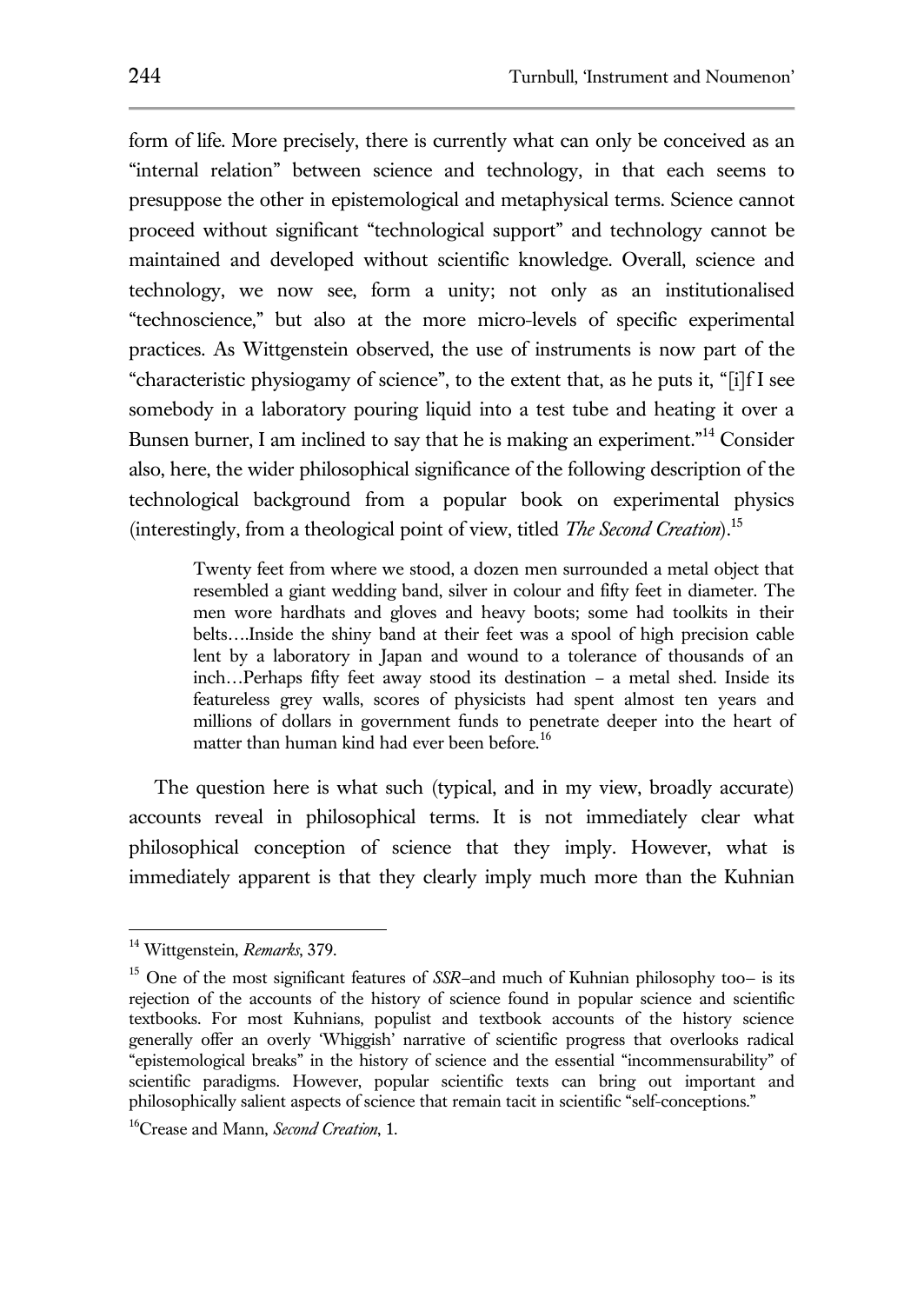form of life. More precisely, there is currently what can only be conceived as an "internal relation" between science and technology, in that each seems to presuppose the other in epistemological and metaphysical terms. Science cannot proceed without significant "technological support" and technology cannot be maintained and developed without scientific knowledge. Overall, science and technology, we now see, form a unity; not only as an institutionalised "technoscience," but also at the more micro-levels of specific experimental practices. As Wittgenstein observed, the use of instruments is now part of the "characteristic physiogamy of science", to the extent that, as he puts it, "[i]f I see somebody in a laboratory pouring liquid into a test tube and heating it over a Bunsen burner, I am inclined to say that he is making an experiment."[14] Consider also, here, the wider philosophical significance of the following description of the technological background from a popular book on experimental physics (interestingly, from a theological point of view, titled *The Second Creation*).[15]

> Twenty feet from where we stood, a dozen men surrounded a metal object that resembled a giant wedding band, silver in colour and fifty feet in diameter. The men wore hardhats and gloves and heavy boots; some had toolkits in their belts….Inside the shiny band at their feet was a spool of high precision cable lent by a laboratory in Japan and wound to a tolerance of thousands of an inch…Perhaps fifty feet away stood its destination – a metal shed. Inside its featureless grey walls, scores of physicists had spent almost ten years and millions of dollars in government funds to penetrate deeper into the heart of matter than human kind had ever been before.[16]

The question here is what such (typical, and in my view, broadly accurate) accounts reveal in philosophical terms. It is not immediately clear what philosophical conception of science that they imply. However, what is immediately apparent is that they clearly imply much more than the Kuhnian

---

[14] Wittgenstein, *Remarks*, 379.

[15] One of the most significant features of *SSR*–and much of Kuhnian philosophy too– is its rejection of the accounts of the history of science found in popular science and scientific textbooks. For most Kuhnians, populist and textbook accounts of the history science generally offer an overly 'Whiggish' narrative of scientific progress that overlooks radical "epistemological breaks" in the history of science and the essential "incommensurability" of scientific paradigms. However, popular scientific texts can bring out important and philosophically salient aspects of science that remain tacit in scientific "self-conceptions."

[16] Crease and Mann, *Second Creation*, 1.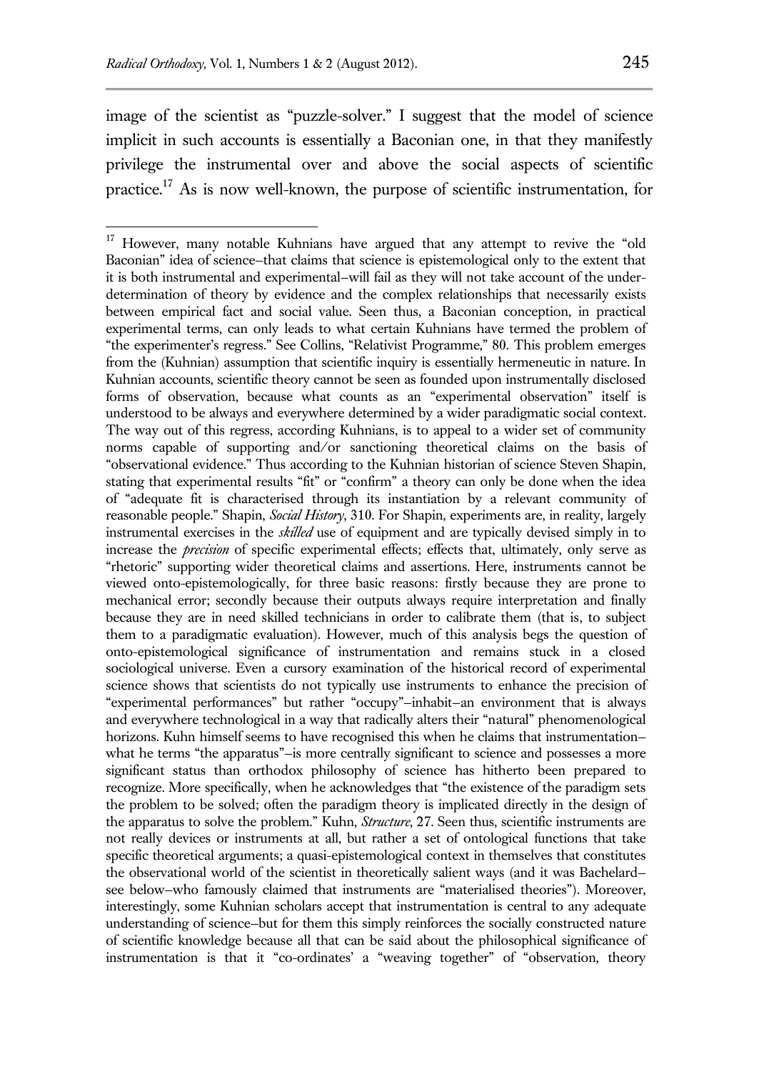image of the scientist as "puzzle-solver." I suggest that the model of science implicit in such accounts is essentially a Baconian one, in that they manifestly privilege the instrumental over and above the social aspects of scientific practice.[17] As is now well-known, the purpose of scientific instrumentation, for

---

[17] However, many notable Kuhnians have argued that any attempt to revive the "old Baconian" idea of science—that claims that science is epistemological only to the extent that it is both instrumental and experimental—will fail as they will not take account of the under-determination of theory by evidence and the complex relationships that necessarily exists between empirical fact and social value. Seen thus, a Baconian conception, in practical experimental terms, can only leads to what certain Kuhnians have termed the problem of "the experimenter's regress." See Collins, "Relativist Programme," 80. This problem emerges from the (Kuhnian) assumption that scientific inquiry is essentially hermeneutic in nature. In Kuhnian accounts, scientific theory cannot be seen as founded upon instrumentally disclosed forms of observation, because what counts as an "experimental observation" itself is understood to be always and everywhere determined by a wider paradigmatic social context. The way out of this regress, according Kuhnians, is to appeal to a wider set of community norms capable of supporting and/or sanctioning theoretical claims on the basis of "observational evidence." Thus according to the Kuhnian historian of science Steven Shapin, stating that experimental results "fit" or "confirm" a theory can only be done when the idea of "adequate fit is characterised through its instantiation by a relevant community of reasonable people." Shapin, *Social History*, 310. For Shapin, experiments are, in reality, largely instrumental exercises in the *skilled* use of equipment and are typically devised simply in to increase the *precision* of specific experimental effects; effects that, ultimately, only serve as "rhetoric" supporting wider theoretical claims and assertions. Here, instruments cannot be viewed onto-epistemologically, for three basic reasons: firstly because they are prone to mechanical error; secondly because their outputs always require interpretation and finally because they are in need skilled technicians in order to calibrate them (that is, to subject them to a paradigmatic evaluation). However, much of this analysis begs the question of onto-epistemological significance of instrumentation and remains stuck in a closed sociological universe. Even a cursory examination of the historical record of experimental science shows that scientists do not typically use instruments to enhance the precision of "experimental performances" but rather "occupy"—inhabit—an environment that is always and everywhere technological in a way that radically alters their "natural" phenomenological horizons. Kuhn himself seems to have recognised this when he claims that instrumentation—what he terms "the apparatus"—is more centrally significant to science and possesses a more significant status than orthodox philosophy of science has hitherto been prepared to recognize. More specifically, when he acknowledges that "the existence of the paradigm sets the problem to be solved; often the paradigm theory is implicated directly in the design of the apparatus to solve the problem." Kuhn, *Structure*, 27. Seen thus, scientific instruments are not really devices or instruments at all, but rather a set of ontological functions that take specific theoretical arguments; a quasi-epistemological context in themselves that constitutes the observational world of the scientist in theoretically salient ways (and it was Bachelard—see below—who famously claimed that instruments are "materialised theories"). Moreover, interestingly, some Kuhnian scholars accept that instrumentation is central to any adequate understanding of science—but for them this simply reinforces the socially constructed nature of scientific knowledge because all that can be said about the philosophical significance of instrumentation is that it "co-ordinates' a "weaving together" of "observation, theory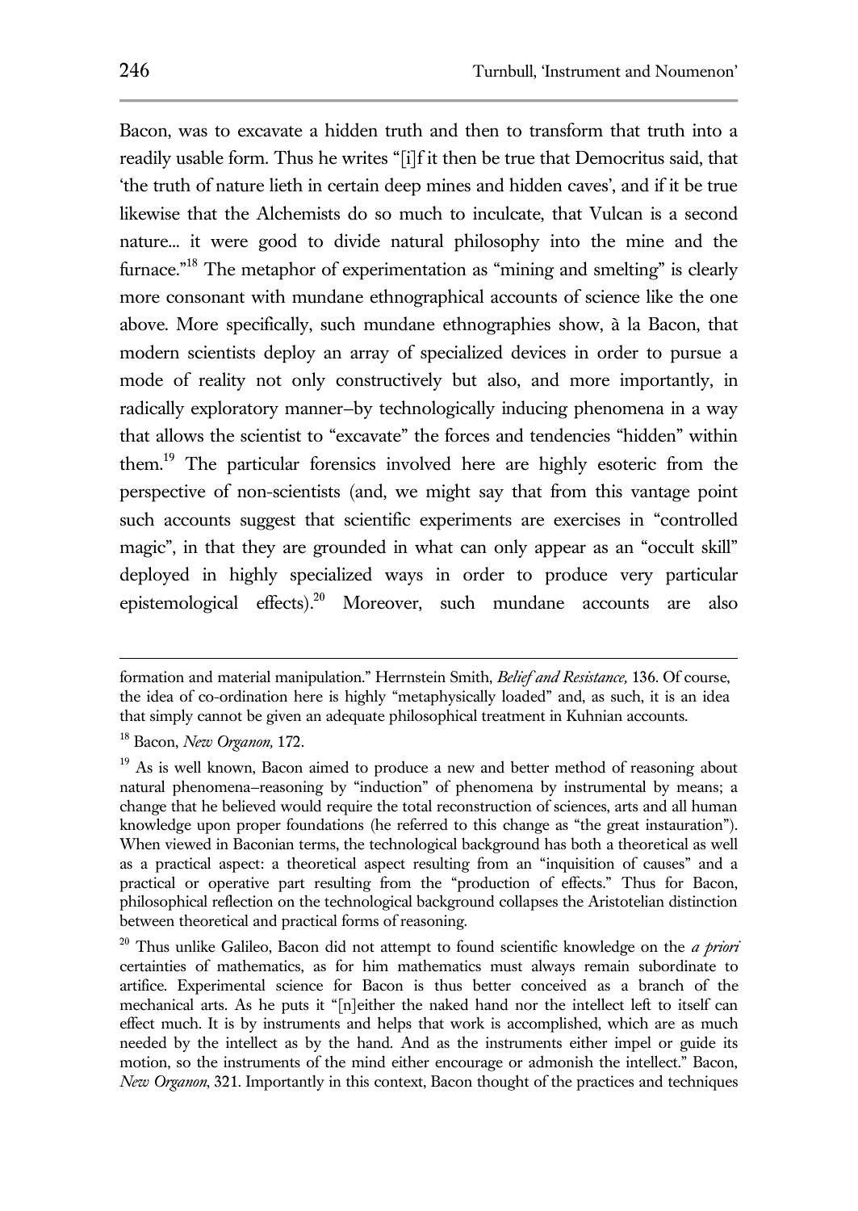Bacon, was to excavate a hidden truth and then to transform that truth into a readily usable form. Thus he writes "[i]f it then be true that Democritus said, that 'the truth of nature lieth in certain deep mines and hidden caves', and if it be true likewise that the Alchemists do so much to inculcate, that Vulcan is a second nature... it were good to divide natural philosophy into the mine and the furnace."[18] The metaphor of experimentation as "mining and smelting" is clearly more consonant with mundane ethnographical accounts of science like the one above. More specifically, such mundane ethnographies show, à la Bacon, that modern scientists deploy an array of specialized devices in order to pursue a mode of reality not only constructively but also, and more importantly, in radically exploratory manner–by technologically inducing phenomena in a way that allows the scientist to "excavate" the forces and tendencies "hidden" within them.[19] The particular forensics involved here are highly esoteric from the perspective of non-scientists (and, we might say that from this vantage point such accounts suggest that scientific experiments are exercises in "controlled magic", in that they are grounded in what can only appear as an "occult skill" deployed in highly specialized ways in order to produce very particular epistemological effects).[20] Moreover, such mundane accounts are also

---

formation and material manipulation." Herrnstein Smith, *Belief and Resistance,* 136. Of course, the idea of co-ordination here is highly "metaphysically loaded" and, as such, it is an idea that simply cannot be given an adequate philosophical treatment in Kuhnian accounts.

[18] Bacon, *New Organon,* 172.

[19] As is well known, Bacon aimed to produce a new and better method of reasoning about natural phenomena–reasoning by "induction" of phenomena by instrumental by means; a change that he believed would require the total reconstruction of sciences, arts and all human knowledge upon proper foundations (he referred to this change as "the great instauration"). When viewed in Baconian terms, the technological background has both a theoretical as well as a practical aspect: a theoretical aspect resulting from an "inquisition of causes" and a practical or operative part resulting from the "production of effects." Thus for Bacon, philosophical reflection on the technological background collapses the Aristotelian distinction between theoretical and practical forms of reasoning.

[20] Thus unlike Galileo, Bacon did not attempt to found scientific knowledge on the *a priori* certainties of mathematics, as for him mathematics must always remain subordinate to artifice. Experimental science for Bacon is thus better conceived as a branch of the mechanical arts. As he puts it "[n]either the naked hand nor the intellect left to itself can effect much. It is by instruments and helps that work is accomplished, which are as much needed by the intellect as by the hand. And as the instruments either impel or guide its motion, so the instruments of the mind either encourage or admonish the intellect." Bacon, *New Organon*, 321. Importantly in this context, Bacon thought of the practices and techniques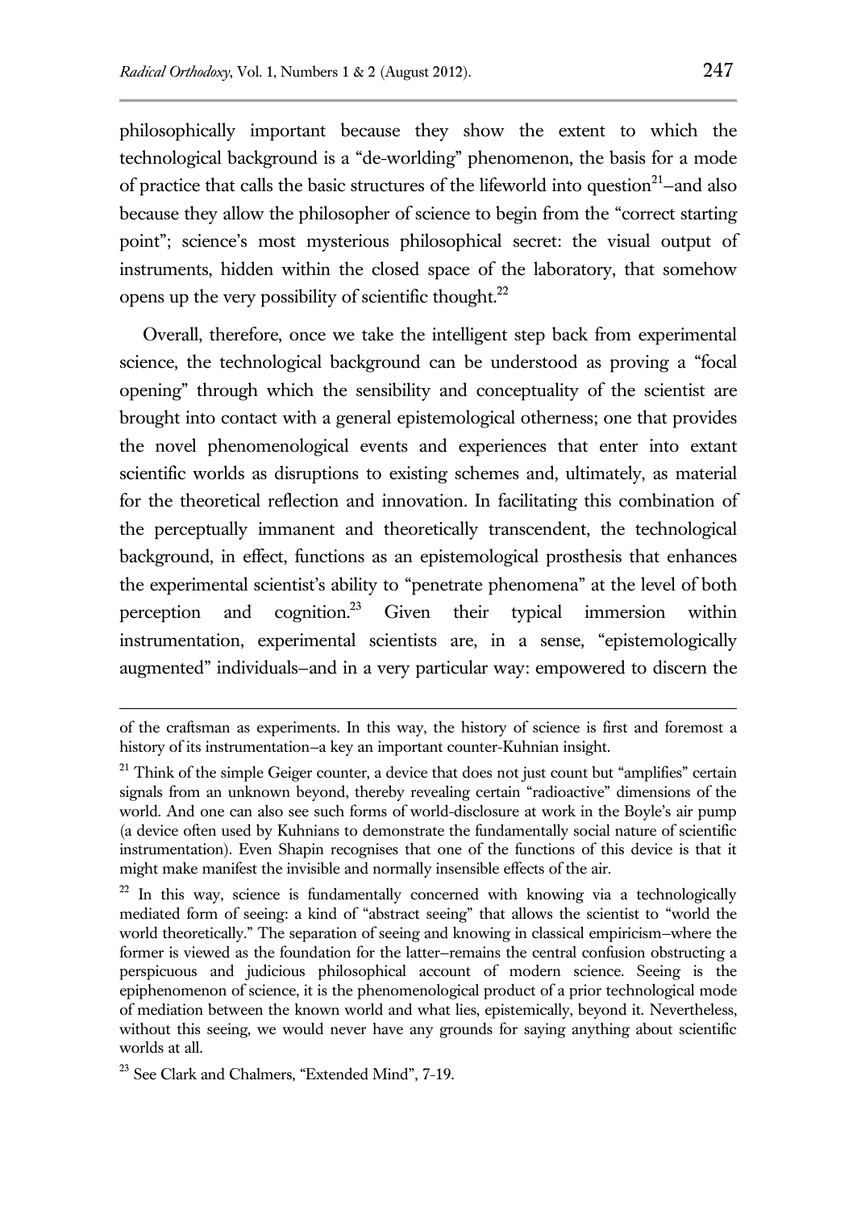philosophically important because they show the extent to which the technological background is a "de-worlding" phenomenon, the basis for a mode of practice that calls the basic structures of the lifeworld into question[21]–and also because they allow the philosopher of science to begin from the "correct starting point"; science's most mysterious philosophical secret: the visual output of instruments, hidden within the closed space of the laboratory, that somehow opens up the very possibility of scientific thought.[22]

Overall, therefore, once we take the intelligent step back from experimental science, the technological background can be understood as proving a "focal opening" through which the sensibility and conceptuality of the scientist are brought into contact with a general epistemological otherness; one that provides the novel phenomenological events and experiences that enter into extant scientific worlds as disruptions to existing schemes and, ultimately, as material for the theoretical reflection and innovation. In facilitating this combination of the perceptually immanent and theoretically transcendent, the technological background, in effect, functions as an epistemological prosthesis that enhances the experimental scientist's ability to "penetrate phenomena" at the level of both perception and cognition.[23] Given their typical immersion within instrumentation, experimental scientists are, in a sense, "epistemologically augmented" individuals–and in a very particular way: empowered to discern the

---

of the craftsman as experiments. In this way, the history of science is first and foremost a history of its instrumentation–a key an important counter-Kuhnian insight.

[21] Think of the simple Geiger counter, a device that does not just count but "amplifies" certain signals from an unknown beyond, thereby revealing certain "radioactive" dimensions of the world. And one can also see such forms of world-disclosure at work in the Boyle's air pump (a device often used by Kuhnians to demonstrate the fundamentally social nature of scientific instrumentation). Even Shapin recognises that one of the functions of this device is that it might make manifest the invisible and normally insensible effects of the air.

[22] In this way, science is fundamentally concerned with knowing via a technologically mediated form of seeing: a kind of "abstract seeing" that allows the scientist to "world the world theoretically." The separation of seeing and knowing in classical empiricism–where the former is viewed as the foundation for the latter–remains the central confusion obstructing a perspicuous and judicious philosophical account of modern science. Seeing is the epiphenomenon of science, it is the phenomenological product of a prior technological mode of mediation between the known world and what lies, epistemically, beyond it. Nevertheless, without this seeing, we would never have any grounds for saying anything about scientific worlds at all.

[23] See Clark and Chalmers, "Extended Mind", 7-19.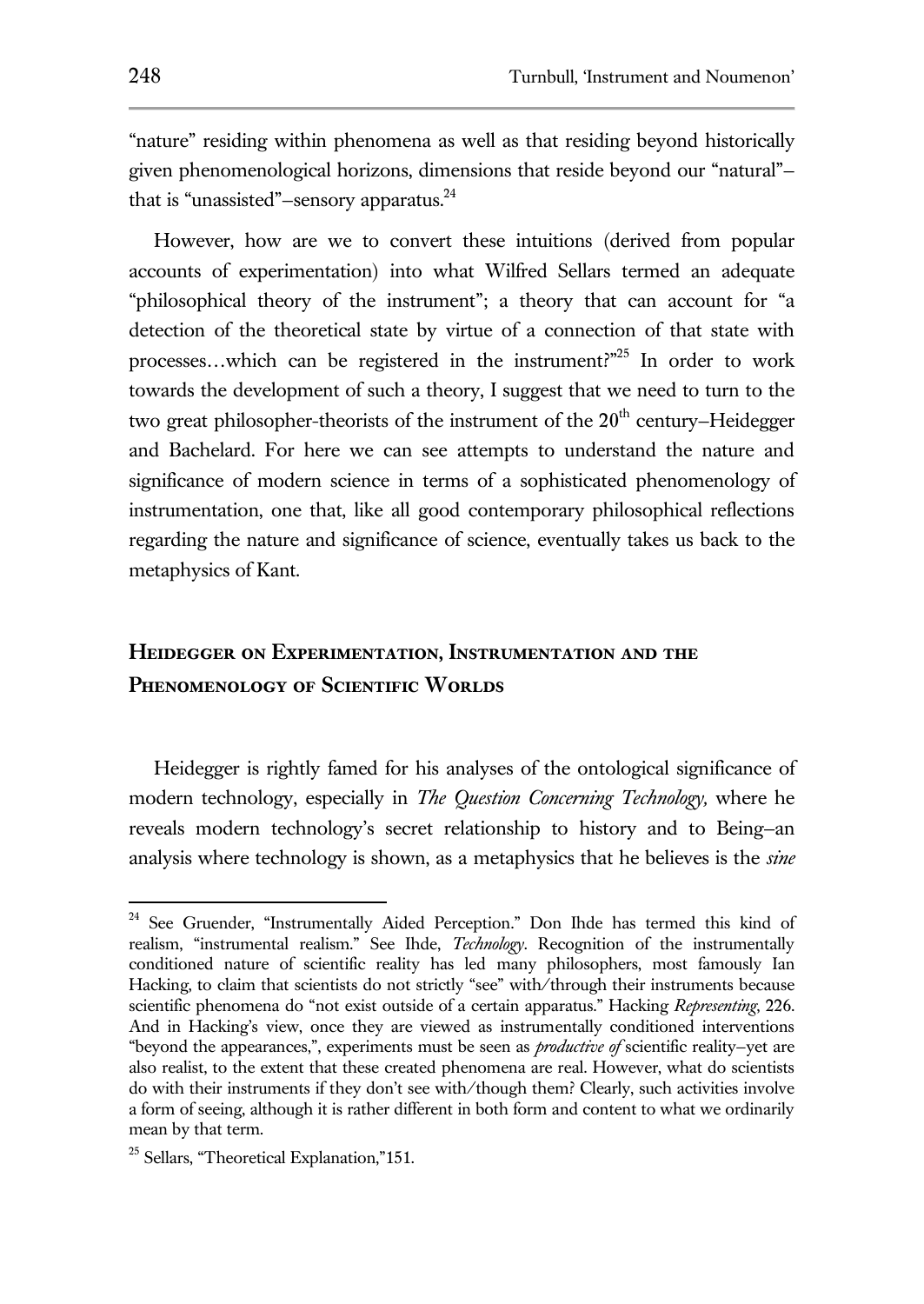"nature" residing within phenomena as well as that residing beyond historically given phenomenological horizons, dimensions that reside beyond our "natural"–that is "unassisted"–sensory apparatus.[24]

However, how are we to convert these intuitions (derived from popular accounts of experimentation) into what Wilfred Sellars termed an adequate "philosophical theory of the instrument"; a theory that can account for "a detection of the theoretical state by virtue of a connection of that state with processes…which can be registered in the instrument?"[25] In order to work towards the development of such a theory, I suggest that we need to turn to the two great philosopher-theorists of the instrument of the 20[th] century–Heidegger and Bachelard. For here we can see attempts to understand the nature and significance of modern science in terms of a sophisticated phenomenology of instrumentation, one that, like all good contemporary philosophical reflections regarding the nature and significance of science, eventually takes us back to the metaphysics of Kant.

## Heidegger on Experimentation, Instrumentation and the Phenomenology of Scientific Worlds

Heidegger is rightly famed for his analyses of the ontological significance of modern technology, especially in *The Question Concerning Technology,* where he reveals modern technology's secret relationship to history and to Being–an analysis where technology is shown, as a metaphysics that he believes is the *sine*

---

[24] See Gruender, "Instrumentally Aided Perception." Don Ihde has termed this kind of realism, "instrumental realism." See Ihde, *Technology*. Recognition of the instrumentally conditioned nature of scientific reality has led many philosophers, most famously Ian Hacking, to claim that scientists do not strictly "see" with/through their instruments because scientific phenomena do "not exist outside of a certain apparatus." Hacking *Representing*, 226. And in Hacking's view, once they are viewed as instrumentally conditioned interventions "beyond the appearances,", experiments must be seen as *productive of* scientific reality–yet are also realist, to the extent that these created phenomena are real. However, what do scientists do with their instruments if they don't see with/though them? Clearly, such activities involve a form of seeing, although it is rather different in both form and content to what we ordinarily mean by that term.

[25] Sellars, "Theoretical Explanation,"151.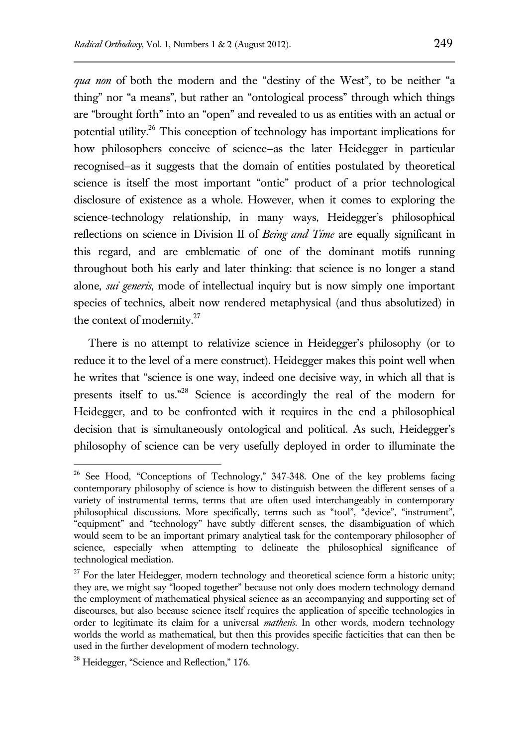*qua non* of both the modern and the "destiny of the West", to be neither "a thing" nor "a means", but rather an "ontological process" through which things are "brought forth" into an "open" and revealed to us as entities with an actual or potential utility.[26] This conception of technology has important implications for how philosophers conceive of science–as the later Heidegger in particular recognised–as it suggests that the domain of entities postulated by theoretical science is itself the most important "ontic" product of a prior technological disclosure of existence as a whole. However, when it comes to exploring the science-technology relationship, in many ways, Heidegger's philosophical reflections on science in Division II of *Being and Time* are equally significant in this regard, and are emblematic of one of the dominant motifs running throughout both his early and later thinking: that science is no longer a stand alone, *sui generis*, mode of intellectual inquiry but is now simply one important species of technics, albeit now rendered metaphysical (and thus absolutized) in the context of modernity.[27]

There is no attempt to relativize science in Heidegger's philosophy (or to reduce it to the level of a mere construct). Heidegger makes this point well when he writes that "science is one way, indeed one decisive way, in which all that is presents itself to us."[28] Science is accordingly the real of the modern for Heidegger, and to be confronted with it requires in the end a philosophical decision that is simultaneously ontological and political. As such, Heidegger's philosophy of science can be very usefully deployed in order to illuminate the

---

[26] See Hood, "Conceptions of Technology," 347-348. One of the key problems facing contemporary philosophy of science is how to distinguish between the different senses of a variety of instrumental terms, terms that are often used interchangeably in contemporary philosophical discussions. More specifically, terms such as "tool", "device", "instrument", "equipment" and "technology" have subtly different senses, the disambiguation of which would seem to be an important primary analytical task for the contemporary philosopher of science, especially when attempting to delineate the philosophical significance of technological mediation.

[27] For the later Heidegger, modern technology and theoretical science form a historic unity; they are, we might say "looped together" because not only does modern technology demand the employment of mathematical physical science as an accompanying and supporting set of discourses, but also because science itself requires the application of specific technologies in order to legitimate its claim for a universal *mathesis*. In other words, modern technology worlds the world as mathematical, but then this provides specific facticities that can then be used in the further development of modern technology.

[28] Heidegger, "Science and Reflection," 176.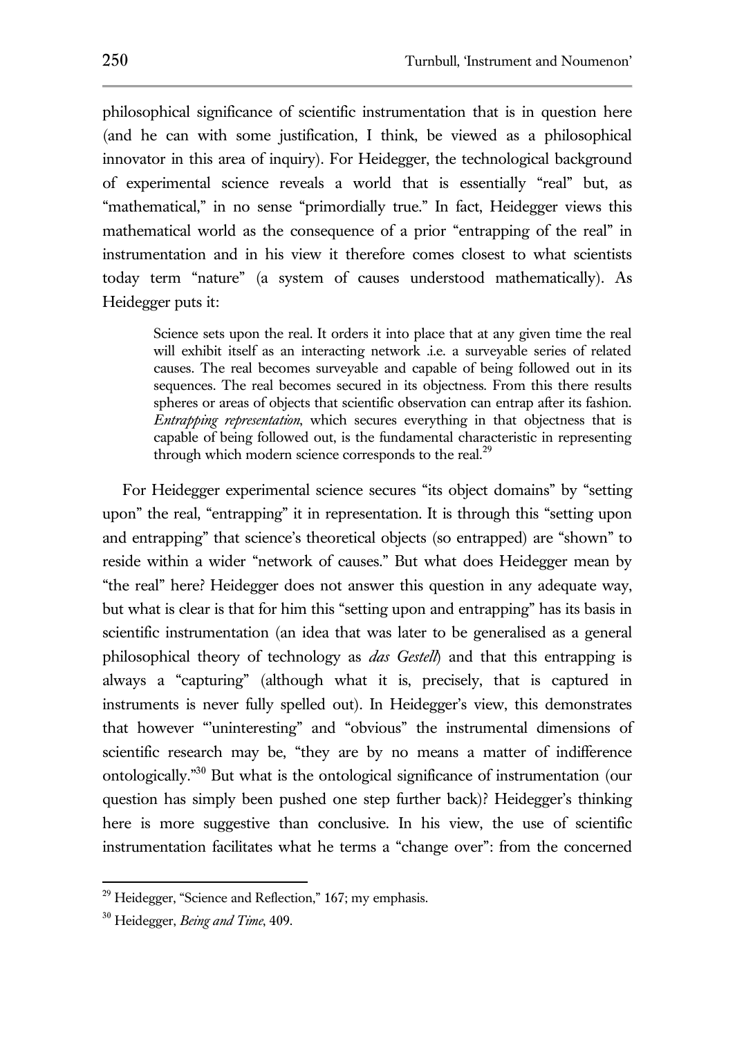philosophical significance of scientific instrumentation that is in question here (and he can with some justification, I think, be viewed as a philosophical innovator in this area of inquiry). For Heidegger, the technological background of experimental science reveals a world that is essentially "real" but, as "mathematical," in no sense "primordially true." In fact, Heidegger views this mathematical world as the consequence of a prior "entrapping of the real" in instrumentation and in his view it therefore comes closest to what scientists today term "nature" (a system of causes understood mathematically). As Heidegger puts it:

> Science sets upon the real. It orders it into place that at any given time the real will exhibit itself as an interacting network .i.e. a surveyable series of related causes. The real becomes surveyable and capable of being followed out in its sequences. The real becomes secured in its objectness. From this there results spheres or areas of objects that scientific observation can entrap after its fashion. *Entrapping representation*, which secures everything in that objectness that is capable of being followed out, is the fundamental characteristic in representing through which modern science corresponds to the real.[29]

For Heidegger experimental science secures "its object domains" by "setting upon" the real, "entrapping" it in representation. It is through this "setting upon and entrapping" that science's theoretical objects (so entrapped) are "shown" to reside within a wider "network of causes." But what does Heidegger mean by "the real" here? Heidegger does not answer this question in any adequate way, but what is clear is that for him this "setting upon and entrapping" has its basis in scientific instrumentation (an idea that was later to be generalised as a general philosophical theory of technology as *das Gestell*) and that this entrapping is always a "capturing" (although what it is, precisely, that is captured in instruments is never fully spelled out). In Heidegger's view, this demonstrates that however "'uninteresting" and "obvious" the instrumental dimensions of scientific research may be, "they are by no means a matter of indifference ontologically."[30] But what is the ontological significance of instrumentation (our question has simply been pushed one step further back)? Heidegger's thinking here is more suggestive than conclusive. In his view, the use of scientific instrumentation facilitates what he terms a "change over": from the concerned

---

[29] Heidegger, "Science and Reflection," 167; my emphasis.

[30] Heidegger, *Being and Time*, 409.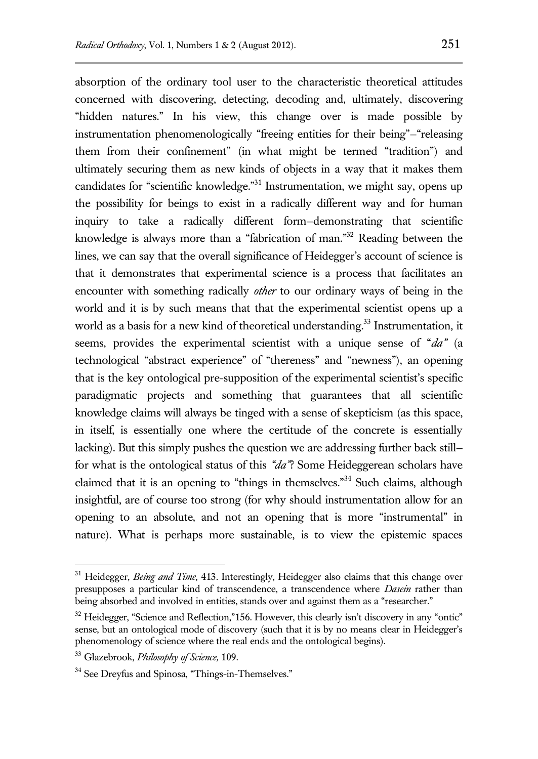absorption of the ordinary tool user to the characteristic theoretical attitudes concerned with discovering, detecting, decoding and, ultimately, discovering "hidden natures." In his view, this change over is made possible by instrumentation phenomenologically "freeing entities for their being"–"releasing them from their confinement" (in what might be termed "tradition") and ultimately securing them as new kinds of objects in a way that it makes them candidates for "scientific knowledge."[31] Instrumentation, we might say, opens up the possibility for beings to exist in a radically different way and for human inquiry to take a radically different form–demonstrating that scientific knowledge is always more than a "fabrication of man."[32] Reading between the lines, we can say that the overall significance of Heidegger's account of science is that it demonstrates that experimental science is a process that facilitates an encounter with something radically *other* to our ordinary ways of being in the world and it is by such means that that the experimental scientist opens up a world as a basis for a new kind of theoretical understanding.[33] Instrumentation, it seems, provides the experimental scientist with a unique sense of "*da"* (a technological "abstract experience" of "thereness" and "newness"), an opening that is the key ontological pre-supposition of the experimental scientist's specific paradigmatic projects and something that guarantees that all scientific knowledge claims will always be tinged with a sense of skepticism (as this space, in itself, is essentially one where the certitude of the concrete is essentially lacking). But this simply pushes the question we are addressing further back still–for what is the ontological status of this *"da"*? Some Heideggerean scholars have claimed that it is an opening to "things in themselves."[34] Such claims, although insightful, are of course too strong (for why should instrumentation allow for an opening to an absolute, and not an opening that is more "instrumental" in nature). What is perhaps more sustainable, is to view the epistemic spaces

---

[31] Heidegger, *Being and Time*, 413. Interestingly, Heidegger also claims that this change over presupposes a particular kind of transcendence, a transcendence where *Dasein* rather than being absorbed and involved in entities, stands over and against them as a "researcher."

[32] Heidegger, "Science and Reflection,"156. However, this clearly isn't discovery in any "ontic" sense, but an ontological mode of discovery (such that it is by no means clear in Heidegger's phenomenology of science where the real ends and the ontological begins).

[33] Glazebrook, *Philosophy of Science,* 109.

[34] See Dreyfus and Spinosa, "Things-in-Themselves."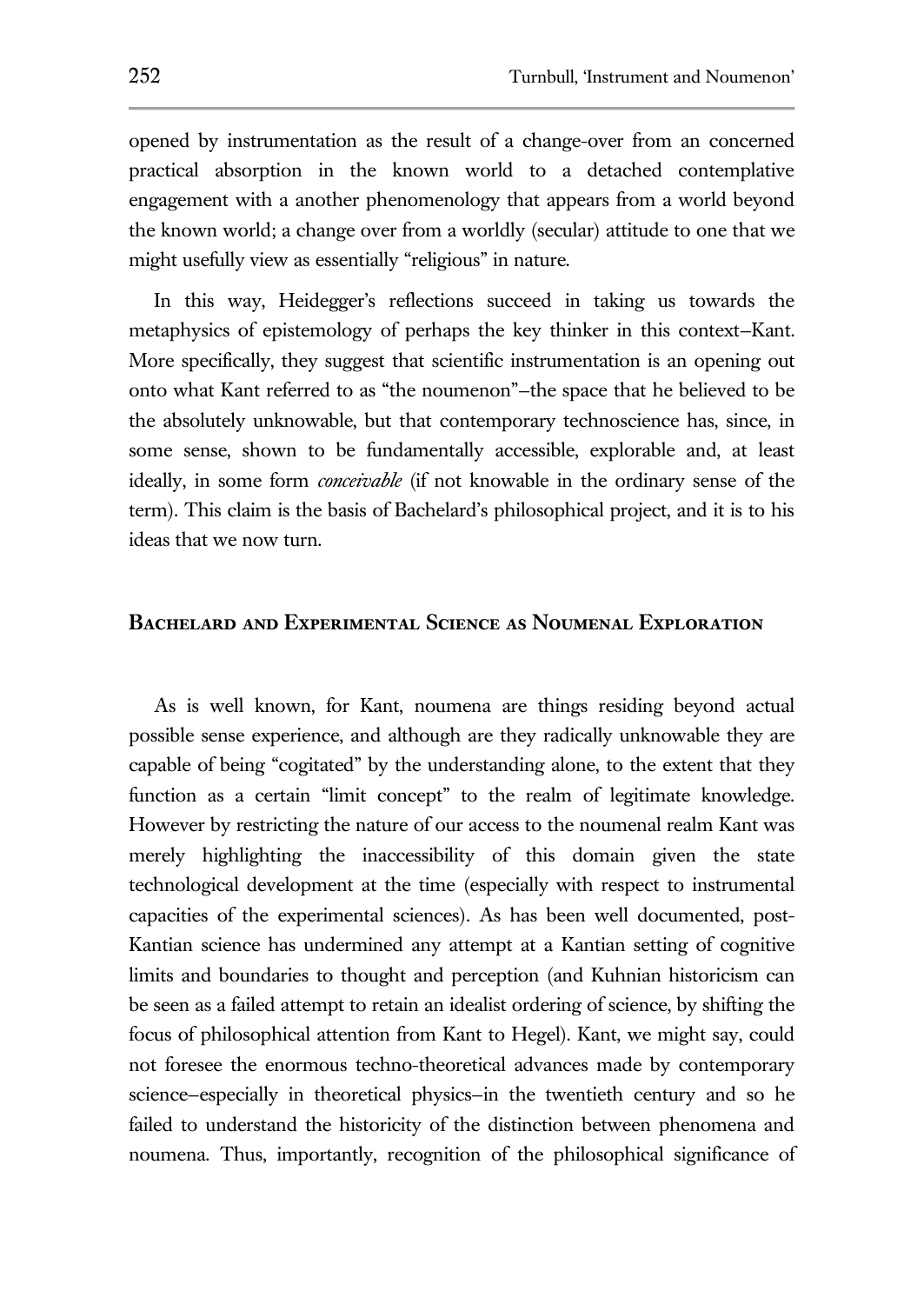opened by instrumentation as the result of a change-over from an concerned practical absorption in the known world to a detached contemplative engagement with a another phenomenology that appears from a world beyond the known world; a change over from a worldly (secular) attitude to one that we might usefully view as essentially "religious" in nature.

In this way, Heidegger's reflections succeed in taking us towards the metaphysics of epistemology of perhaps the key thinker in this context–Kant. More specifically, they suggest that scientific instrumentation is an opening out onto what Kant referred to as "the noumenon"–the space that he believed to be the absolutely unknowable, but that contemporary technoscience has, since, in some sense, shown to be fundamentally accessible, explorable and, at least ideally, in some form *conceivable* (if not knowable in the ordinary sense of the term). This claim is the basis of Bachelard's philosophical project, and it is to his ideas that we now turn.

## Bachelard and Experimental Science as Noumenal Exploration

As is well known, for Kant, noumena are things residing beyond actual possible sense experience, and although are they radically unknowable they are capable of being "cogitated" by the understanding alone, to the extent that they function as a certain "limit concept" to the realm of legitimate knowledge. However by restricting the nature of our access to the noumenal realm Kant was merely highlighting the inaccessibility of this domain given the state technological development at the time (especially with respect to instrumental capacities of the experimental sciences). As has been well documented, post-Kantian science has undermined any attempt at a Kantian setting of cognitive limits and boundaries to thought and perception (and Kuhnian historicism can be seen as a failed attempt to retain an idealist ordering of science, by shifting the focus of philosophical attention from Kant to Hegel). Kant, we might say, could not foresee the enormous techno-theoretical advances made by contemporary science–especially in theoretical physics–in the twentieth century and so he failed to understand the historicity of the distinction between phenomena and noumena. Thus, importantly, recognition of the philosophical significance of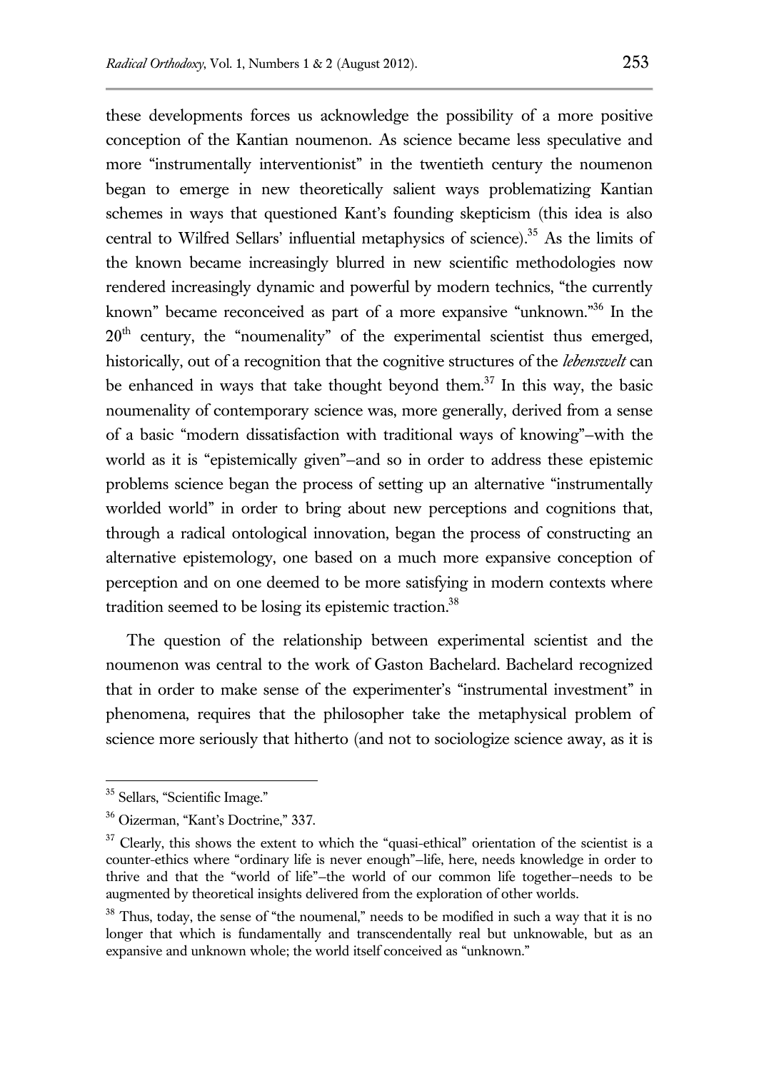these developments forces us acknowledge the possibility of a more positive conception of the Kantian noumenon. As science became less speculative and more "instrumentally interventionist" in the twentieth century the noumenon began to emerge in new theoretically salient ways problematizing Kantian schemes in ways that questioned Kant's founding skepticism (this idea is also central to Wilfred Sellars' influential metaphysics of science).[35] As the limits of the known became increasingly blurred in new scientific methodologies now rendered increasingly dynamic and powerful by modern technics, "the currently known" became reconceived as part of a more expansive "unknown."[36] In the 20th century, the "noumenality" of the experimental scientist thus emerged, historically, out of a recognition that the cognitive structures of the *lebenswelt* can be enhanced in ways that take thought beyond them.[37] In this way, the basic noumenality of contemporary science was, more generally, derived from a sense of a basic "modern dissatisfaction with traditional ways of knowing"–with the world as it is "epistemically given"–and so in order to address these epistemic problems science began the process of setting up an alternative "instrumentally worlded world" in order to bring about new perceptions and cognitions that, through a radical ontological innovation, began the process of constructing an alternative epistemology, one based on a much more expansive conception of perception and on one deemed to be more satisfying in modern contexts where tradition seemed to be losing its epistemic traction.[38]

The question of the relationship between experimental scientist and the noumenon was central to the work of Gaston Bachelard. Bachelard recognized that in order to make sense of the experimenter's "instrumental investment" in phenomena, requires that the philosopher take the metaphysical problem of science more seriously that hitherto (and not to sociologize science away, as it is

---

[35] Sellars, "Scientific Image."

[36] Oizerman, "Kant's Doctrine," 337.

[37] Clearly, this shows the extent to which the "quasi-ethical" orientation of the scientist is a counter-ethics where "ordinary life is never enough"–life, here, needs knowledge in order to thrive and that the "world of life"–the world of our common life together–needs to be augmented by theoretical insights delivered from the exploration of other worlds.

[38] Thus, today, the sense of "the noumenal," needs to be modified in such a way that it is no longer that which is fundamentally and transcendentally real but unknowable, but as an expansive and unknown whole; the world itself conceived as "unknown."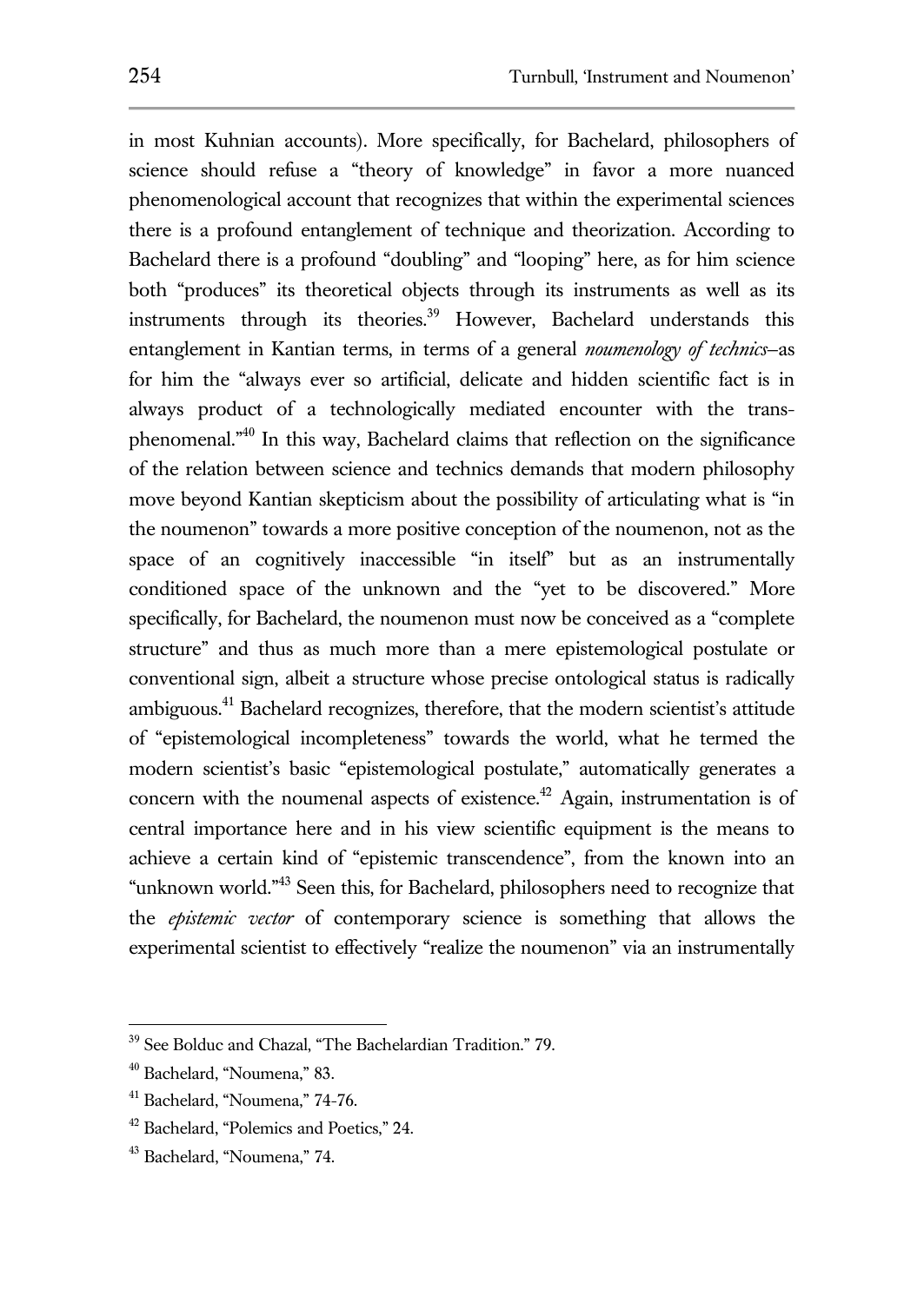in most Kuhnian accounts). More specifically, for Bachelard, philosophers of science should refuse a "theory of knowledge" in favor a more nuanced phenomenological account that recognizes that within the experimental sciences there is a profound entanglement of technique and theorization. According to Bachelard there is a profound "doubling" and "looping" here, as for him science both "produces" its theoretical objects through its instruments as well as its instruments through its theories.[39] However, Bachelard understands this entanglement in Kantian terms, in terms of a general *noumenology of technics*–as for him the "always ever so artificial, delicate and hidden scientific fact is in always product of a technologically mediated encounter with the trans-phenomenal."[40] In this way, Bachelard claims that reflection on the significance of the relation between science and technics demands that modern philosophy move beyond Kantian skepticism about the possibility of articulating what is "in the noumenon" towards a more positive conception of the noumenon, not as the space of an cognitively inaccessible "in itself" but as an instrumentally conditioned space of the unknown and the "yet to be discovered." More specifically, for Bachelard, the noumenon must now be conceived as a "complete structure" and thus as much more than a mere epistemological postulate or conventional sign, albeit a structure whose precise ontological status is radically ambiguous.[41] Bachelard recognizes, therefore, that the modern scientist's attitude of "epistemological incompleteness" towards the world, what he termed the modern scientist's basic "epistemological postulate," automatically generates a concern with the noumenal aspects of existence.[42] Again, instrumentation is of central importance here and in his view scientific equipment is the means to achieve a certain kind of "epistemic transcendence", from the known into an "unknown world."[43] Seen this, for Bachelard, philosophers need to recognize that the *epistemic vector* of contemporary science is something that allows the experimental scientist to effectively "realize the noumenon" via an instrumentally

---

[39] See Bolduc and Chazal, "The Bachelardian Tradition." 79.

[40] Bachelard, "Noumena," 83.

[41] Bachelard, "Noumena," 74-76.

[42] Bachelard, "Polemics and Poetics," 24.

[43] Bachelard, "Noumena," 74.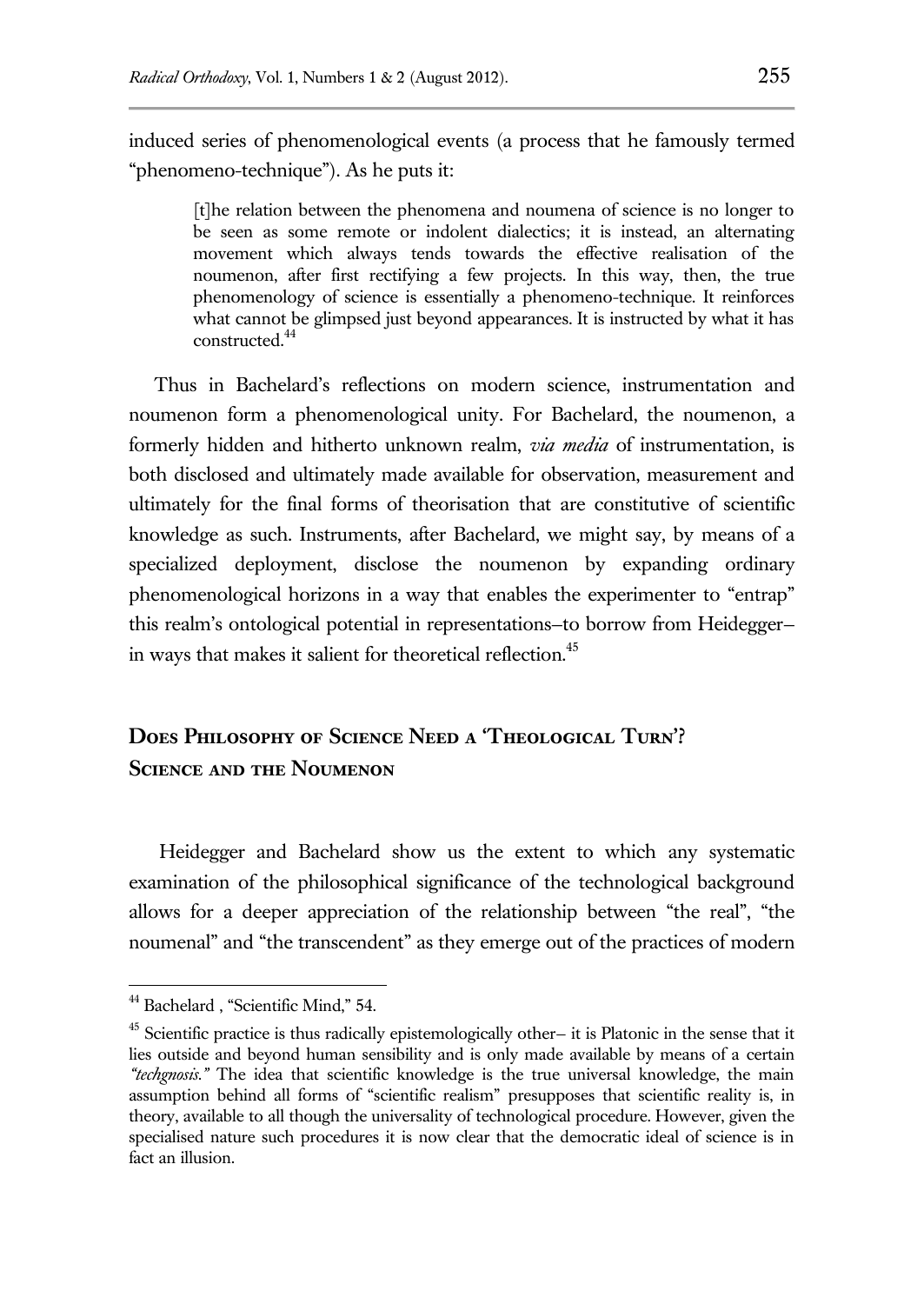induced series of phenomenological events (a process that he famously termed "phenomeno-technique"). As he puts it:

> [t]he relation between the phenomena and noumena of science is no longer to be seen as some remote or indolent dialectics; it is instead, an alternating movement which always tends towards the effective realisation of the noumenon, after first rectifying a few projects. In this way, then, the true phenomenology of science is essentially a phenomeno-technique. It reinforces what cannot be glimpsed just beyond appearances. It is instructed by what it has constructed.[44]

Thus in Bachelard's reflections on modern science, instrumentation and noumenon form a phenomenological unity. For Bachelard, the noumenon, a formerly hidden and hitherto unknown realm, *via media* of instrumentation, is both disclosed and ultimately made available for observation, measurement and ultimately for the final forms of theorisation that are constitutive of scientific knowledge as such. Instruments, after Bachelard, we might say, by means of a specialized deployment, disclose the noumenon by expanding ordinary phenomenological horizons in a way that enables the experimenter to "entrap" this realm's ontological potential in representations–to borrow from Heidegger–in ways that makes it salient for theoretical reflection.[45]

## **Does Philosophy of Science Need a 'Theological Turn'? Science and the Noumenon**

Heidegger and Bachelard show us the extent to which any systematic examination of the philosophical significance of the technological background allows for a deeper appreciation of the relationship between "the real", "the noumenal" and "the transcendent" as they emerge out of the practices of modern

---

[44] Bachelard , "Scientific Mind," 54.

[45] Scientific practice is thus radically epistemologically other– it is Platonic in the sense that it lies outside and beyond human sensibility and is only made available by means of a certain *"techgnosis."* The idea that scientific knowledge is the true universal knowledge, the main assumption behind all forms of "scientific realism" presupposes that scientific reality is, in theory, available to all though the universality of technological procedure. However, given the specialised nature such procedures it is now clear that the democratic ideal of science is in fact an illusion.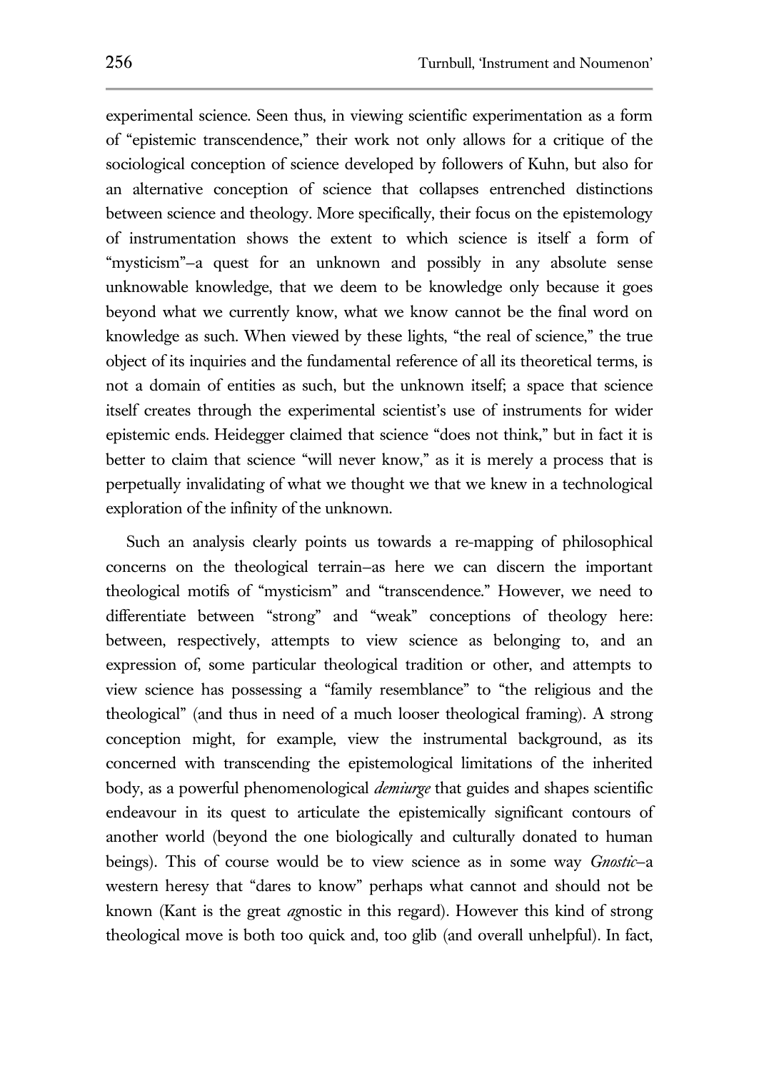experimental science. Seen thus, in viewing scientific experimentation as a form of "epistemic transcendence," their work not only allows for a critique of the sociological conception of science developed by followers of Kuhn, but also for an alternative conception of science that collapses entrenched distinctions between science and theology. More specifically, their focus on the epistemology of instrumentation shows the extent to which science is itself a form of "mysticism"—a quest for an unknown and possibly in any absolute sense unknowable knowledge, that we deem to be knowledge only because it goes beyond what we currently know, what we know cannot be the final word on knowledge as such. When viewed by these lights, "the real of science," the true object of its inquiries and the fundamental reference of all its theoretical terms, is not a domain of entities as such, but the unknown itself; a space that science itself creates through the experimental scientist's use of instruments for wider epistemic ends. Heidegger claimed that science "does not think," but in fact it is better to claim that science "will never know," as it is merely a process that is perpetually invalidating of what we thought we that we knew in a technological exploration of the infinity of the unknown.

Such an analysis clearly points us towards a re-mapping of philosophical concerns on the theological terrain—as here we can discern the important theological motifs of "mysticism" and "transcendence." However, we need to differentiate between "strong" and "weak" conceptions of theology here: between, respectively, attempts to view science as belonging to, and an expression of, some particular theological tradition or other, and attempts to view science has possessing a "family resemblance" to "the religious and the theological" (and thus in need of a much looser theological framing). A strong conception might, for example, view the instrumental background, as its concerned with transcending the epistemological limitations of the inherited body, as a powerful phenomenological *demiurge* that guides and shapes scientific endeavour in its quest to articulate the epistemically significant contours of another world (beyond the one biologically and culturally donated to human beings). This of course would be to view science as in some way *Gnostic*—a western heresy that "dares to know" perhaps what cannot and should not be known (Kant is the great *ag*nostic in this regard). However this kind of strong theological move is both too quick and, too glib (and overall unhelpful). In fact,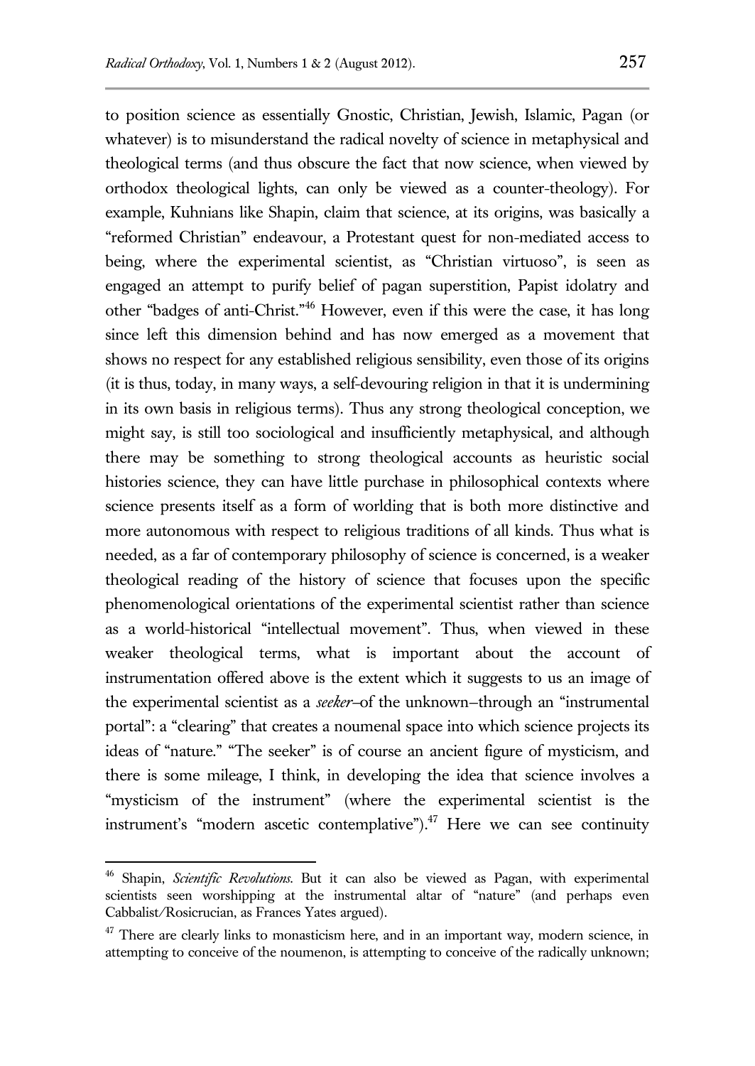to position science as essentially Gnostic, Christian, Jewish, Islamic, Pagan (or whatever) is to misunderstand the radical novelty of science in metaphysical and theological terms (and thus obscure the fact that now science, when viewed by orthodox theological lights, can only be viewed as a counter-theology). For example, Kuhnians like Shapin, claim that science, at its origins, was basically a "reformed Christian" endeavour, a Protestant quest for non-mediated access to being, where the experimental scientist, as "Christian virtuoso", is seen as engaged an attempt to purify belief of pagan superstition, Papist idolatry and other "badges of anti-Christ."[46] However, even if this were the case, it has long since left this dimension behind and has now emerged as a movement that shows no respect for any established religious sensibility, even those of its origins (it is thus, today, in many ways, a self-devouring religion in that it is undermining in its own basis in religious terms). Thus any strong theological conception, we might say, is still too sociological and insufficiently metaphysical, and although there may be something to strong theological accounts as heuristic social histories science, they can have little purchase in philosophical contexts where science presents itself as a form of worlding that is both more distinctive and more autonomous with respect to religious traditions of all kinds. Thus what is needed, as a far of contemporary philosophy of science is concerned, is a weaker theological reading of the history of science that focuses upon the specific phenomenological orientations of the experimental scientist rather than science as a world-historical "intellectual movement". Thus, when viewed in these weaker theological terms, what is important about the account of instrumentation offered above is the extent which it suggests to us an image of the experimental scientist as a *seeker*–of the unknown–through an "instrumental portal": a "clearing" that creates a noumenal space into which science projects its ideas of "nature." "The seeker" is of course an ancient figure of mysticism, and there is some mileage, I think, in developing the idea that science involves a "mysticism of the instrument" (where the experimental scientist is the instrument's "modern ascetic contemplative").[47] Here we can see continuity

---

[46] Shapin, *Scientific Revolutions*. But it can also be viewed as Pagan, with experimental scientists seen worshipping at the instrumental altar of "nature" (and perhaps even Cabbalist/Rosicrucian, as Frances Yates argued).

[47] There are clearly links to monasticism here, and in an important way, modern science, in attempting to conceive of the noumenon, is attempting to conceive of the radically unknown;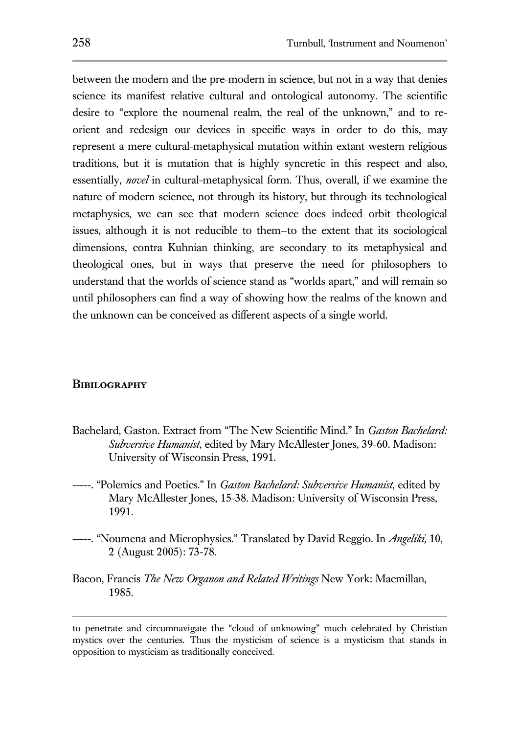between the modern and the pre-modern in science, but not in a way that denies science its manifest relative cultural and ontological autonomy. The scientific desire to "explore the noumenal realm, the real of the unknown," and to re-orient and redesign our devices in specific ways in order to do this, may represent a mere cultural-metaphysical mutation within extant western religious traditions, but it is mutation that is highly syncretic in this respect and also, essentially, *novel* in cultural-metaphysical form. Thus, overall, if we examine the nature of modern science, not through its history, but through its technological metaphysics, we can see that modern science does indeed orbit theological issues, although it is not reducible to them–to the extent that its sociological dimensions, contra Kuhnian thinking, are secondary to its metaphysical and theological ones, but in ways that preserve the need for philosophers to understand that the worlds of science stand as "worlds apart," and will remain so until philosophers can find a way of showing how the realms of the known and the unknown can be conceived as different aspects of a single world.

## Bibilography

Bachelard, Gaston. Extract from "The New Scientific Mind." In *Gaston Bachelard: Subversive Humanist*, edited by Mary McAllester Jones, 39-60. Madison: University of Wisconsin Press, 1991.

-----. "Polemics and Poetics." In *Gaston Bachelard: Subversive Humanist*, edited by Mary McAllester Jones, 15-38. Madison: University of Wisconsin Press, 1991.

-----. "Noumena and Microphysics." Translated by David Reggio. In *Angeliki,* 10, 2 (August 2005): 73-78.

Bacon, Francis *The New Organon and Related Writings* New York: Macmillan, 1985.

to penetrate and circumnavigate the "cloud of unknowing" much celebrated by Christian mystics over the centuries. Thus the mysticism of science is a mysticism that stands in opposition to mysticism as traditionally conceived.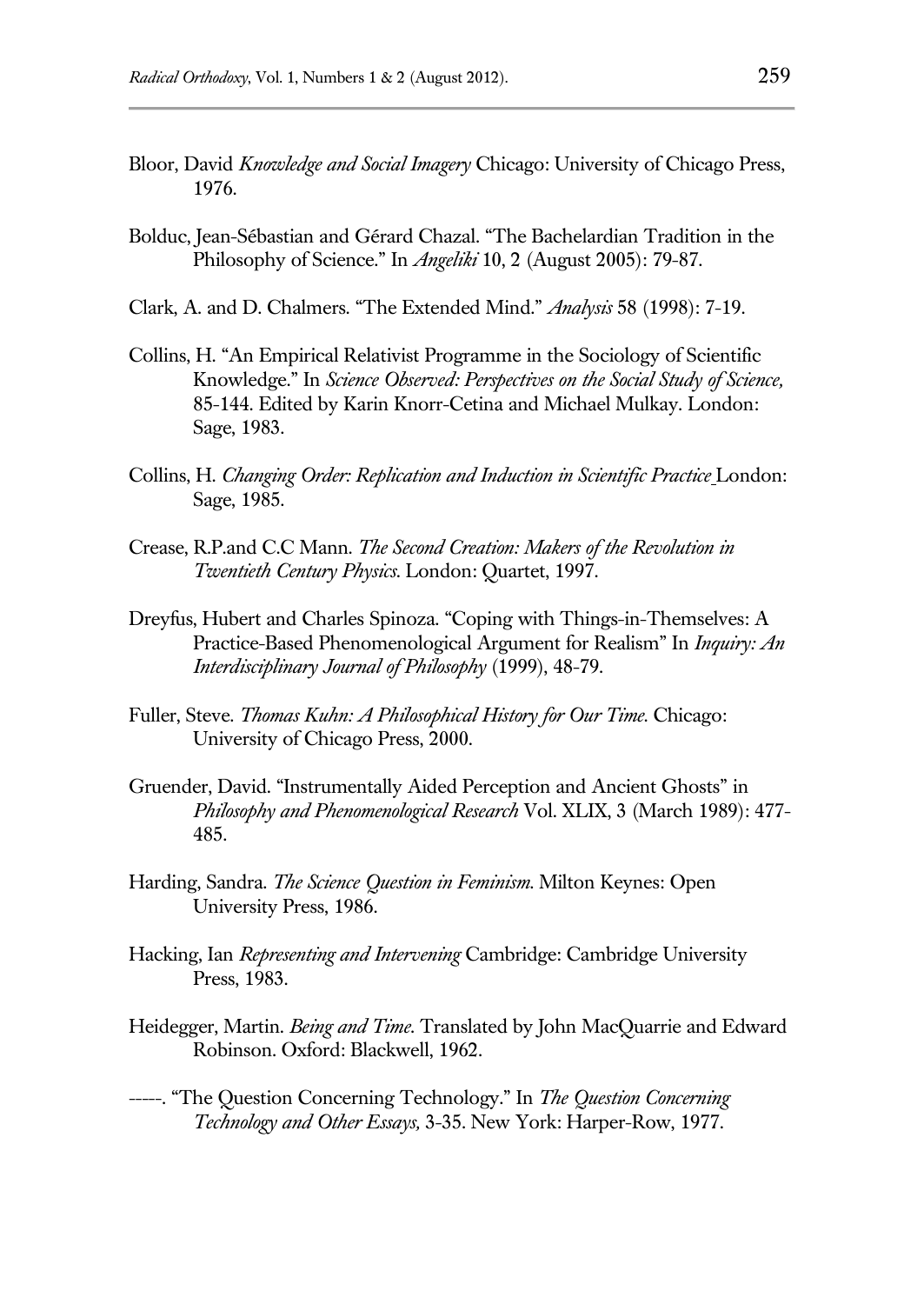Bloor, David *Knowledge and Social Imagery* Chicago: University of Chicago Press, 1976.

Bolduc, Jean-Sébastian and Gérard Chazal. "The Bachelardian Tradition in the Philosophy of Science." In *Angeliki* 10, 2 (August 2005): 79-87.

Clark, A. and D. Chalmers. "The Extended Mind." *Analysis* 58 (1998): 7-19.

Collins, H. "An Empirical Relativist Programme in the Sociology of Scientific Knowledge." In *Science Observed: Perspectives on the Social Study of Science,* 85-144. Edited by Karin Knorr-Cetina and Michael Mulkay. London: Sage, 1983.

Collins, H. *Changing Order: Replication and Induction in Scientific Practice* London: Sage, 1985.

Crease, R.P.and C.C Mann. *The Second Creation: Makers of the Revolution in Twentieth Century Physics.* London: Quartet, 1997.

Dreyfus, Hubert and Charles Spinoza. "Coping with Things-in-Themselves: A Practice-Based Phenomenological Argument for Realism" In *Inquiry: An Interdisciplinary Journal of Philosophy* (1999), 48-79.

Fuller, Steve. *Thomas Kuhn: A Philosophical History for Our Time.* Chicago: University of Chicago Press, 2000.

Gruender, David. "Instrumentally Aided Perception and Ancient Ghosts" in *Philosophy and Phenomenological Research* Vol. XLIX, 3 (March 1989): 477-485.

Harding, Sandra. *The Science Question in Feminism.* Milton Keynes: Open University Press, 1986.

Hacking, Ian *Representing and Intervening* Cambridge: Cambridge University Press, 1983.

Heidegger, Martin. *Being and Time.* Translated by John MacQuarrie and Edward Robinson. Oxford: Blackwell, 1962.

-----. "The Question Concerning Technology." In *The Question Concerning Technology and Other Essays,* 3-35. New York: Harper-Row, 1977.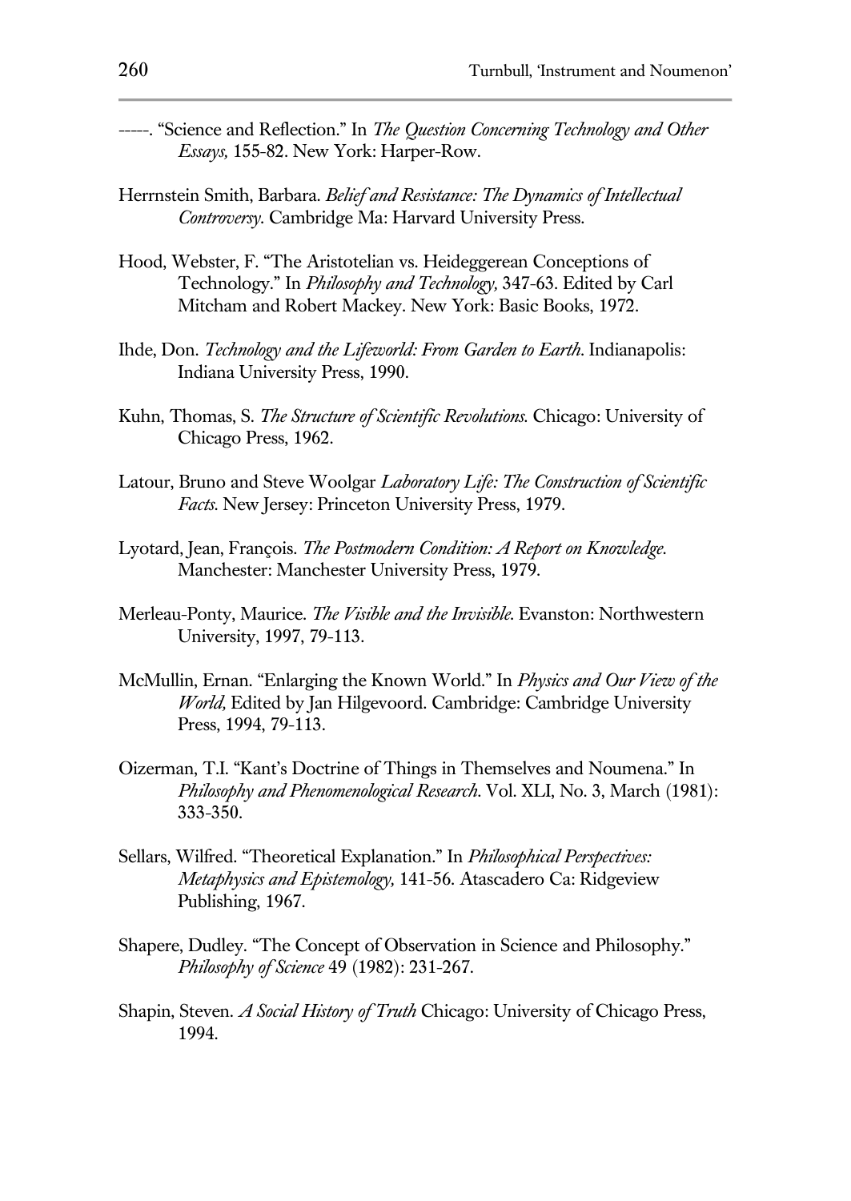-----. “Science and Reflection.” In *The Question Concerning Technology and Other Essays,* 155-82. New York: Harper-Row.

Herrnstein Smith, Barbara. *Belief and Resistance: The Dynamics of Intellectual Controversy.* Cambridge Ma: Harvard University Press.

Hood, Webster, F. “The Aristotelian vs. Heideggerean Conceptions of Technology.” In *Philosophy and Technology,* 347-63. Edited by Carl Mitcham and Robert Mackey. New York: Basic Books, 1972.

Ihde, Don. *Technology and the Lifeworld: From Garden to Earth.* Indianapolis: Indiana University Press, 1990.

Kuhn, Thomas, S. *The Structure of Scientific Revolutions.* Chicago: University of Chicago Press, 1962.

Latour, Bruno and Steve Woolgar *Laboratory Life: The Construction of Scientific Facts.* New Jersey: Princeton University Press, 1979.

Lyotard, Jean, François. *The Postmodern Condition: A Report on Knowledge.* Manchester: Manchester University Press, 1979.

Merleau-Ponty, Maurice. *The Visible and the Invisible.* Evanston: Northwestern University, 1997, 79-113.

McMullin, Ernan. “Enlarging the Known World.” In *Physics and Our View of the World,* Edited by Jan Hilgevoord. Cambridge: Cambridge University Press, 1994, 79-113.

Oizerman, T.I. “Kant’s Doctrine of Things in Themselves and Noumena.” In *Philosophy and Phenomenological Research.* Vol. XLI, No. 3, March (1981): 333-350.

Sellars, Wilfred. “Theoretical Explanation.” In *Philosophical Perspectives: Metaphysics and Epistemology,* 141-56. Atascadero Ca: Ridgeview Publishing, 1967.

Shapere, Dudley. “The Concept of Observation in Science and Philosophy.” *Philosophy of Science* 49 (1982): 231-267.

Shapin, Steven. *A Social History of Truth* Chicago: University of Chicago Press, 1994.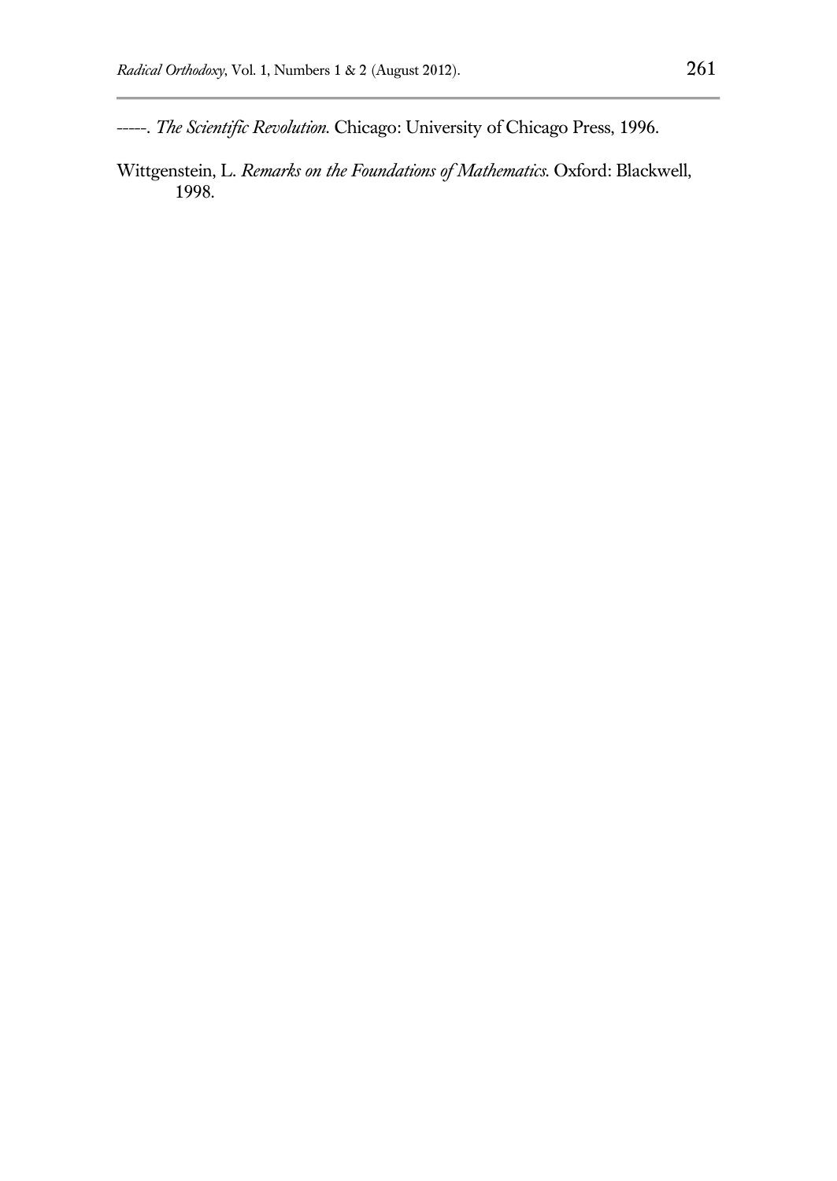-----. *The Scientific Revolution*. Chicago: University of Chicago Press, 1996.

Wittgenstein, L. *Remarks on the Foundations of Mathematics*. Oxford: Blackwell, 1998.